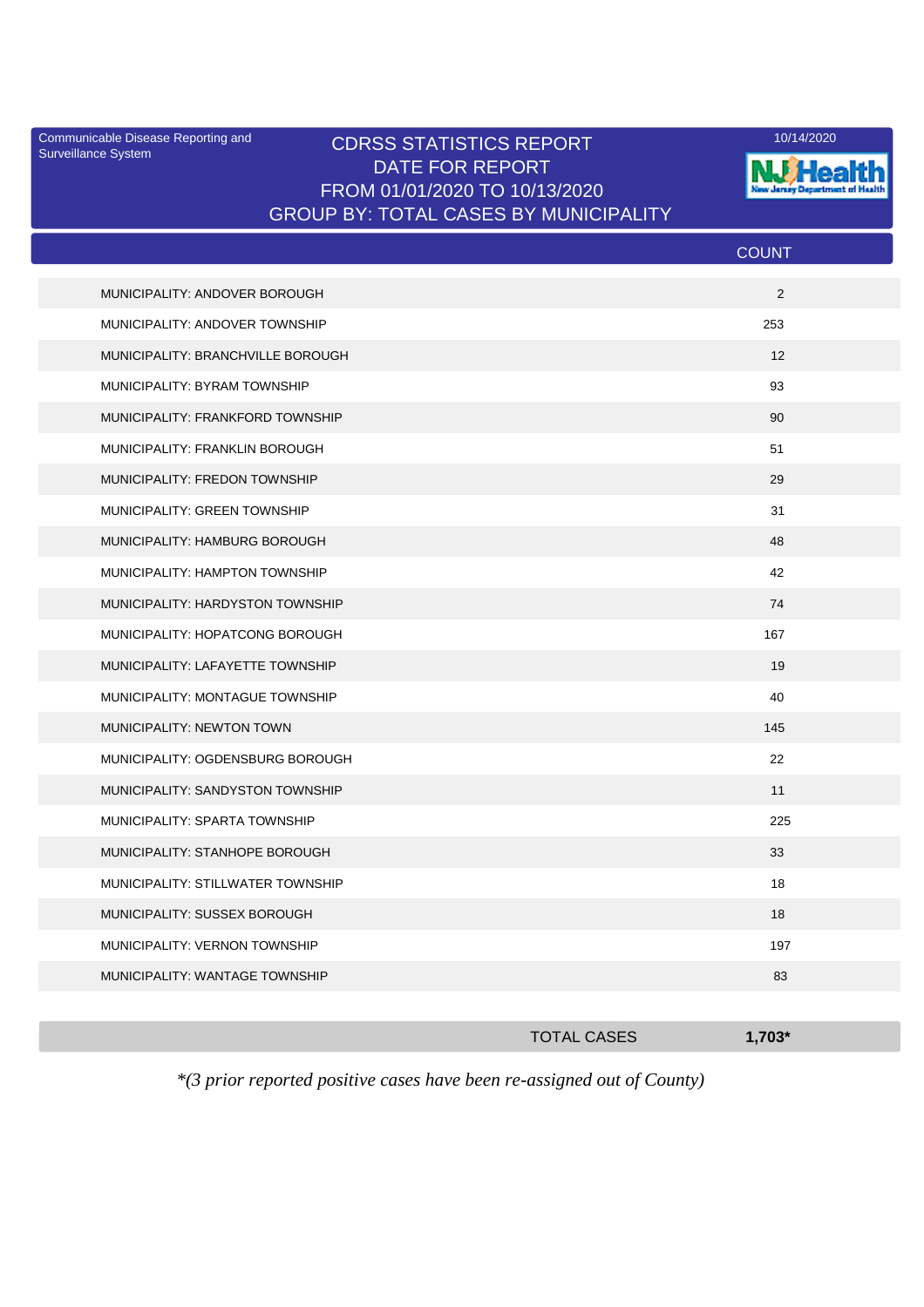Communicable Disease Reporting and Surveillance System

10/14/2020

# CDRSS STATISTICS REPORT
## DATE FOR REPORT
## FROM 01/01/2020 TO 10/13/2020
## GROUP BY: TOTAL CASES BY MUNICIPALITY

NJ Health — New Jersey Department of Health

| | COUNT |
|---|---|
| MUNICIPALITY: ANDOVER BOROUGH | 2 |
| MUNICIPALITY: ANDOVER TOWNSHIP | 253 |
| MUNICIPALITY: BRANCHVILLE BOROUGH | 12 |
| MUNICIPALITY: BYRAM TOWNSHIP | 93 |
| MUNICIPALITY: FRANKFORD TOWNSHIP | 90 |
| MUNICIPALITY: FRANKLIN BOROUGH | 51 |
| MUNICIPALITY: FREDON TOWNSHIP | 29 |
| MUNICIPALITY: GREEN TOWNSHIP | 31 |
| MUNICIPALITY: HAMBURG BOROUGH | 48 |
| MUNICIPALITY: HAMPTON TOWNSHIP | 42 |
| MUNICIPALITY: HARDYSTON TOWNSHIP | 74 |
| MUNICIPALITY: HOPATCONG BOROUGH | 167 |
| MUNICIPALITY: LAFAYETTE TOWNSHIP | 19 |
| MUNICIPALITY: MONTAGUE TOWNSHIP | 40 |
| MUNICIPALITY: NEWTON TOWN | 145 |
| MUNICIPALITY: OGDENSBURG BOROUGH | 22 |
| MUNICIPALITY: SANDYSTON TOWNSHIP | 11 |
| MUNICIPALITY: SPARTA TOWNSHIP | 225 |
| MUNICIPALITY: STANHOPE BOROUGH | 33 |
| MUNICIPALITY: STILLWATER TOWNSHIP | 18 |
| MUNICIPALITY: SUSSEX BOROUGH | 18 |
| MUNICIPALITY: VERNON TOWNSHIP | 197 |
| MUNICIPALITY: WANTAGE TOWNSHIP | 83 |
| TOTAL CASES | **1,703*** |

*\*(3 prior reported positive cases have been re-assigned out of County)*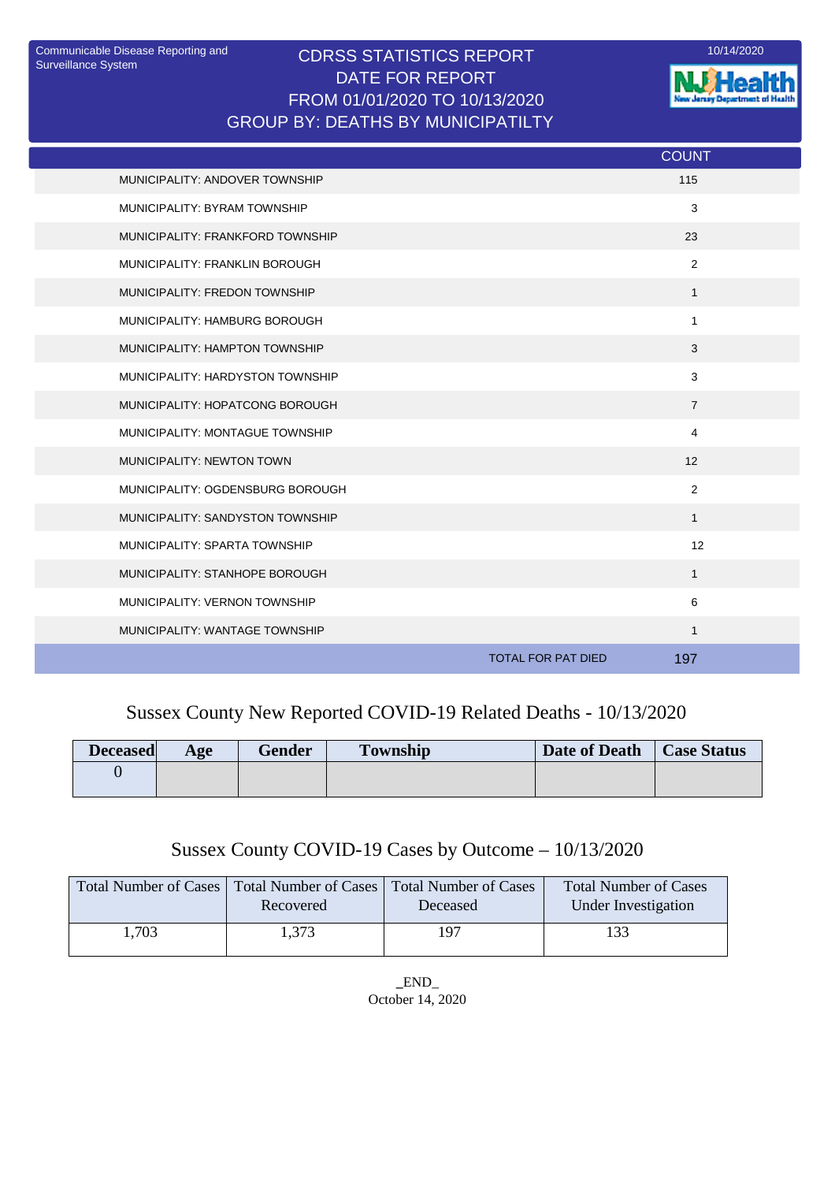Communicable Disease Reporting and Surveillance System

# CDRSS STATISTICS REPORT
## DATE FOR REPORT
## FROM 01/01/2020 TO 10/13/2020
## GROUP BY: DEATHS BY MUNICIPATILTY

10/14/2020

| | COUNT |
|---|---|
| MUNICIPALITY: ANDOVER TOWNSHIP | 115 |
| MUNICIPALITY: BYRAM TOWNSHIP | 3 |
| MUNICIPALITY: FRANKFORD TOWNSHIP | 23 |
| MUNICIPALITY: FRANKLIN BOROUGH | 2 |
| MUNICIPALITY: FREDON TOWNSHIP | 1 |
| MUNICIPALITY: HAMBURG BOROUGH | 1 |
| MUNICIPALITY: HAMPTON TOWNSHIP | 3 |
| MUNICIPALITY: HARDYSTON TOWNSHIP | 3 |
| MUNICIPALITY: HOPATCONG BOROUGH | 7 |
| MUNICIPALITY: MONTAGUE TOWNSHIP | 4 |
| MUNICIPALITY: NEWTON TOWN | 12 |
| MUNICIPALITY: OGDENSBURG BOROUGH | 2 |
| MUNICIPALITY: SANDYSTON TOWNSHIP | 1 |
| MUNICIPALITY: SPARTA TOWNSHIP | 12 |
| MUNICIPALITY: STANHOPE BOROUGH | 1 |
| MUNICIPALITY: VERNON TOWNSHIP | 6 |
| MUNICIPALITY: WANTAGE TOWNSHIP | 1 |
| TOTAL FOR PAT DIED | 197 |

## Sussex County New Reported COVID-19 Related Deaths - 10/13/2020

| Deceased | Age | Gender | Township | Date of Death | Case Status |
|---|---|---|---|---|---|
| 0 | | | | | |

## Sussex County COVID-19 Cases by Outcome – 10/13/2020

| Total Number of Cases | Total Number of Cases Recovered | Total Number of Cases Deceased | Total Number of Cases Under Investigation |
|---|---|---|---|
| 1,703 | 1,373 | 197 | 133 |

_END_
October 14, 2020